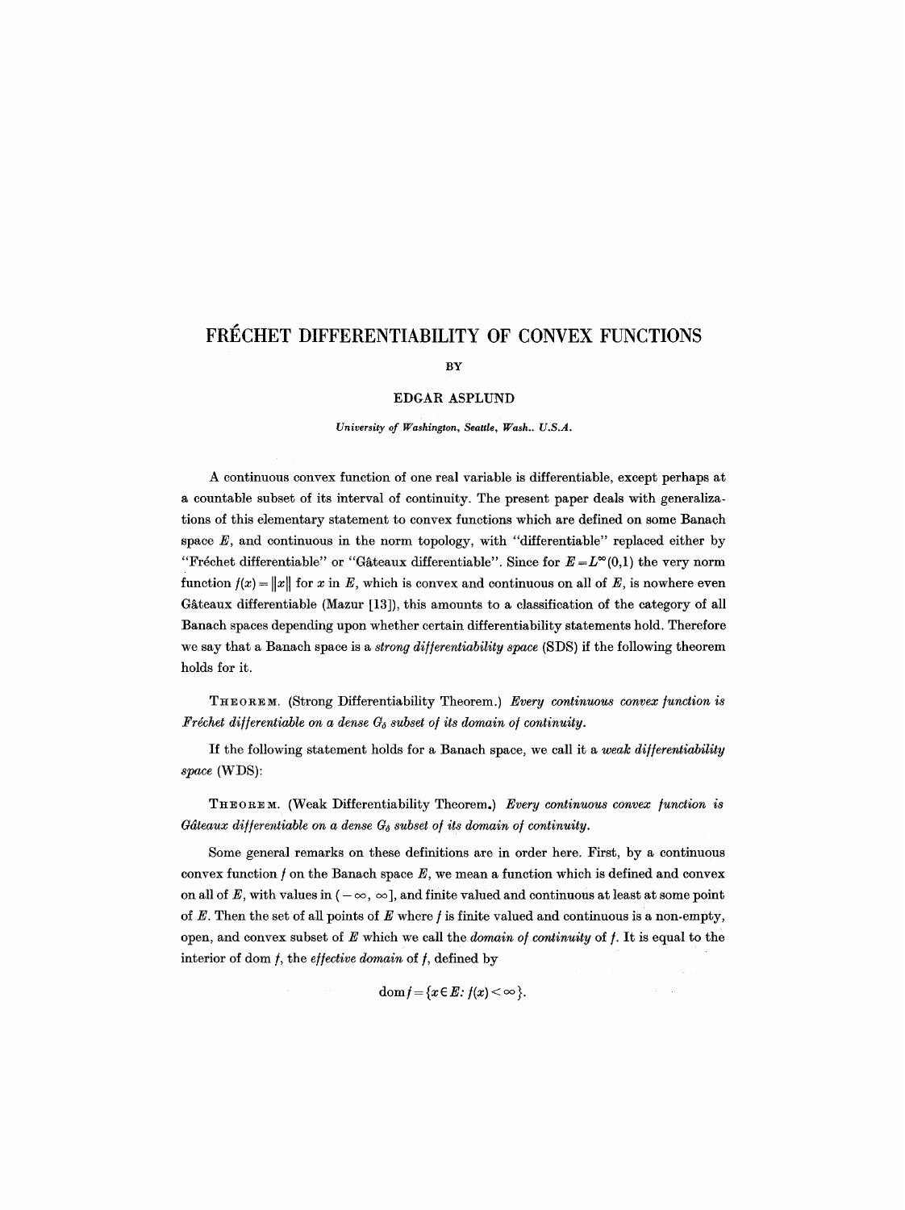# FRÉCHET DIFFERENTIABILITY OF CONVEX FUNCTIONS

BY

EDGAR ASPLUND

*University of Washington, Seattle, Wash., U.S.A.*

A continuous convex function of one real variable is differentiable, except perhaps at a countable subset of its interval of continuity. The present paper deals with generalizations of this elementary statement to convex functions which are defined on some Banach space $E$, and continuous in the norm topology, with "differentiable" replaced either by "Fréchet differentiable" or "Gâteaux differentiable". Since for $E = L^{\infty}(0,1)$ the very norm function $f(x) = \|x\|$ for $x$ in $E$, which is convex and continuous on all of $E$, is nowhere even Gâteaux differentiable (Mazur [13]), this amounts to a classification of the category of all Banach spaces depending upon whether certain differentiability statements hold. Therefore we say that a Banach space is a *strong differentiability space* (SDS) if the following theorem holds for it.

THEOREM. (Strong Differentiability Theorem.) *Every continuous convex function is Fréchet differentiable on a dense $G_{\delta}$ subset of its domain of continuity.*

If the following statement holds for a Banach space, we call it a *weak differentiability space* (WDS):

THEOREM. (Weak Differentiability Theorem.) *Every continuous convex function is Gâteaux differentiable on a dense $G_{\delta}$ subset of its domain of continuity.*

Some general remarks on these definitions are in order here. First, by a continuous convex function $f$ on the Banach space $E$, we mean a function which is defined and convex on all of $E$, with values in $(-\infty, \infty]$, and finite valued and continuous at least at some point of $E$. Then the set of all points of $E$ where $f$ is finite valued and continuous is a non-empty, open, and convex subset of $E$ which we call the *domain of continuity* of $f$. It is equal to the interior of dom $f$, the *effective domain* of $f$, defined by

$$\operatorname{dom} f = \{x \in E : f(x) < \infty\}.$$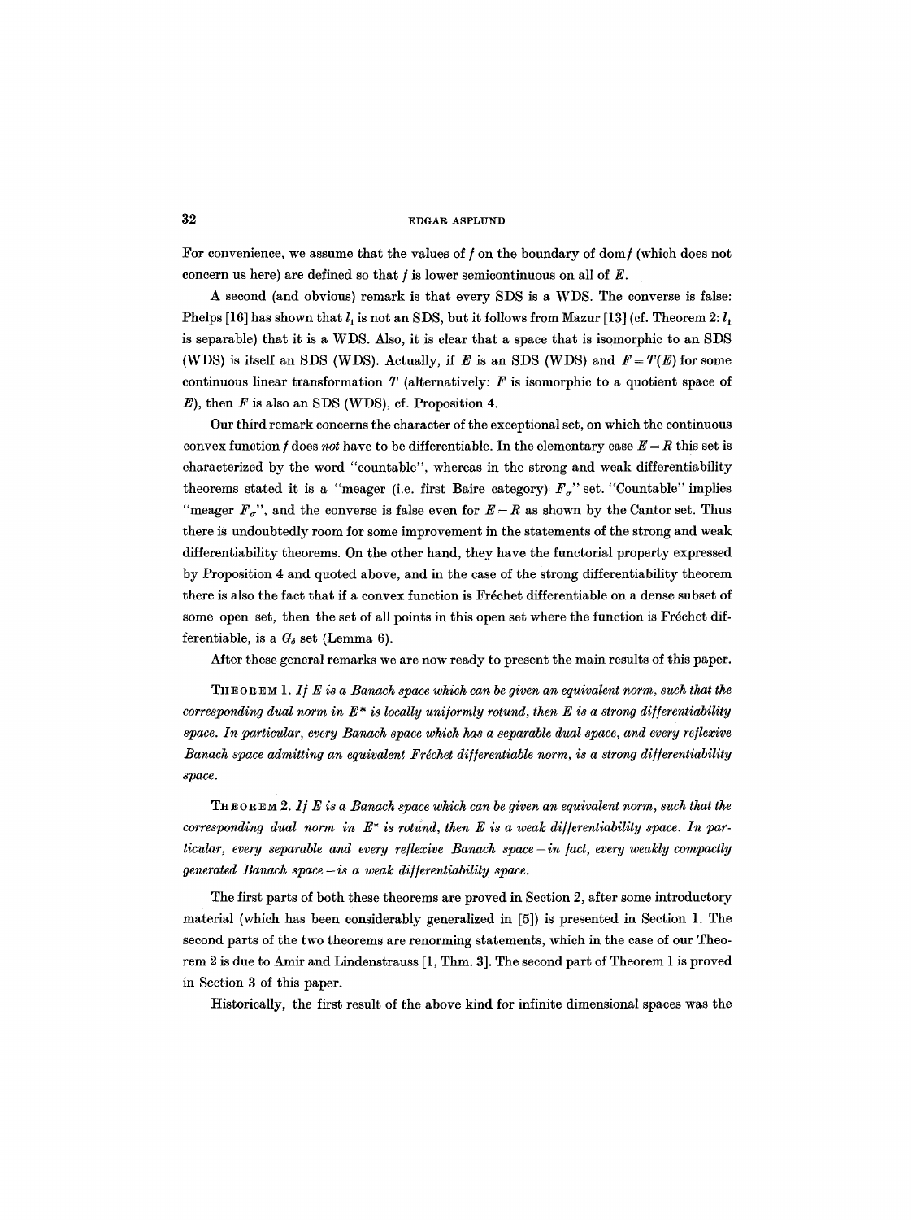For convenience, we assume that the values of $f$ on the boundary of dom$f$ (which does not concern us here) are defined so that $f$ is lower semicontinuous on all of $E$.

A second (and obvious) remark is that every SDS is a WDS. The converse is false: Phelps [16] has shown that $l_1$ is not an SDS, but it follows from Mazur [13] (cf. Theorem 2: $l_1$ is separable) that it is a WDS. Also, it is clear that a space that is isomorphic to an SDS (WDS) is itself an SDS (WDS). Actually, if $E$ is an SDS (WDS) and $F = T(E)$ for some continuous linear transformation $T$ (alternatively: $F$ is isomorphic to a quotient space of $E$), then $F$ is also an SDS (WDS), cf. Proposition 4.

Our third remark concerns the character of the exceptional set, on which the continuous convex function $f$ does *not* have to be differentiable. In the elementary case $E = R$ this set is characterized by the word "countable", whereas in the strong and weak differentiability theorems stated it is a "meager (i.e. first Baire category) $F_\sigma$" set. "Countable" implies "meager $F_\sigma$", and the converse is false even for $E = R$ as shown by the Cantor set. Thus there is undoubtedly room for some improvement in the statements of the strong and weak differentiability theorems. On the other hand, they have the functorial property expressed by Proposition 4 and quoted above, and in the case of the strong differentiability theorem there is also the fact that if a convex function is Fréchet differentiable on a dense subset of some open set, then the set of all points in this open set where the function is Fréchet differentiable, is a $G_\delta$ set (Lemma 6).

After these general remarks we are now ready to present the main results of this paper.

THEOREM 1. *If $E$ is a Banach space which can be given an equivalent norm, such that the corresponding dual norm in $E^*$ is locally uniformly rotund, then $E$ is a strong differentiability space. In particular, every Banach space which has a separable dual space, and every reflexive Banach space admitting an equivalent Fréchet differentiable norm, is a strong differentiability space.*

THEOREM 2. *If $E$ is a Banach space which can be given an equivalent norm, such that the corresponding dual norm in $E^*$ is rotund, then $E$ is a weak differentiability space. In particular, every separable and every reflexive Banach space—in fact, every weakly compactly generated Banach space—is a weak differentiability space.*

The first parts of both these theorems are proved in Section 2, after some introductory material (which has been considerably generalized in [5]) is presented in Section 1. The second parts of the two theorems are renorming statements, which in the case of our Theorem 2 is due to Amir and Lindenstrauss [1, Thm. 3]. The second part of Theorem 1 is proved in Section 3 of this paper.

Historically, the first result of the above kind for infinite dimensional spaces was the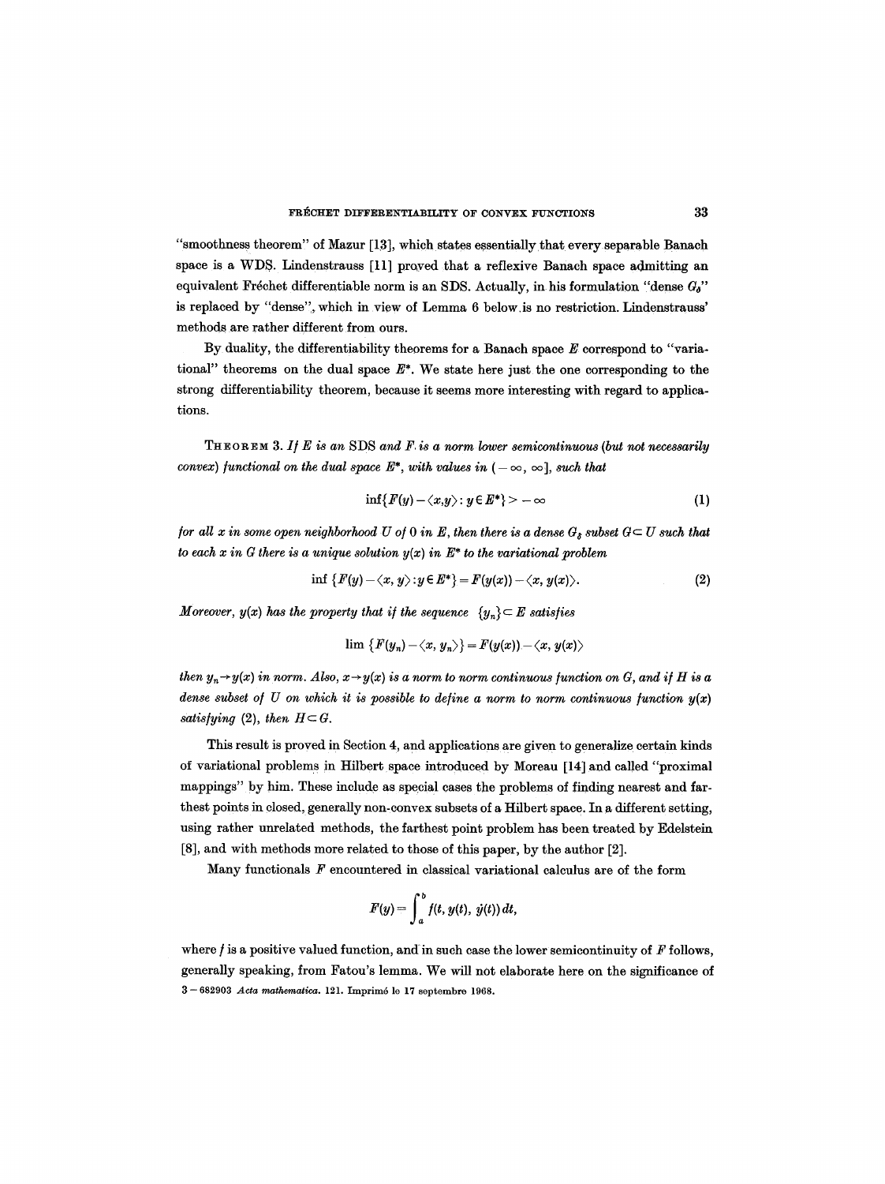"smoothness theorem" of Mazur [13], which states essentially that every separable Banach space is a WDS. Lindenstrauss [11] proved that a reflexive Banach space admitting an equivalent Fréchet differentiable norm is an SDS. Actually, in his formulation "dense $G_\delta$" is replaced by "dense", which in view of Lemma 6 below is no restriction. Lindenstrauss' methods are rather different from ours.

By duality, the differentiability theorems for a Banach space $E$ correspond to "variational" theorems on the dual space $E^*$. We state here just the one corresponding to the strong differentiability theorem, because it seems more interesting with regard to applications.

THEOREM 3. *If $E$ is an* SDS *and $F$ is a norm lower semicontinuous (but not necessarily convex) functional on the dual space $E^*$, with values in $(-\infty, \infty]$, such that*

$$\inf\{F(y) - \langle x,y\rangle : y \in E^*\} > -\infty \tag{1}$$

*for all $x$ in some open neighborhood $U$ of $0$ in $E$, then there is a dense $G_\delta$ subset $G \subset U$ such that to each $x$ in $G$ there is a unique solution $y(x)$ in $E^*$ to the variational problem*

$$\inf\{F(y) - \langle x, y\rangle : y \in E^*\} = F(y(x)) - \langle x, y(x)\rangle. \tag{2}$$

*Moreover, $y(x)$ has the property that if the sequence $\{y_n\} \subset E$ satisfies*

$$\lim \{F(y_n) - \langle x, y_n\rangle\} = F(y(x)) - \langle x, y(x)\rangle$$

*then $y_n \to y(x)$ in norm. Also, $x \to y(x)$ is a norm to norm continuous function on $G$, and if $H$ is a dense subset of $U$ on which it is possible to define a norm to norm continuous function $y(x)$ satisfying (2), then $H \subset G$.*

This result is proved in Section 4, and applications are given to generalize certain kinds of variational problems in Hilbert space introduced by Moreau [14] and called "proximal mappings" by him. These include as special cases the problems of finding nearest and farthest points in closed, generally non-convex subsets of a Hilbert space. In a different setting, using rather unrelated methods, the farthest point problem has been treated by Edelstein [8], and with methods more related to those of this paper, by the author [2].

Many functionals $F$ encountered in classical variational calculus are of the form

$$F(y) = \int_a^b f(t, y(t), \dot{y}(t))\, dt,$$

where $f$ is a positive valued function, and in such case the lower semicontinuity of $F$ follows, generally speaking, from Fatou's lemma. We will not elaborate here on the significance of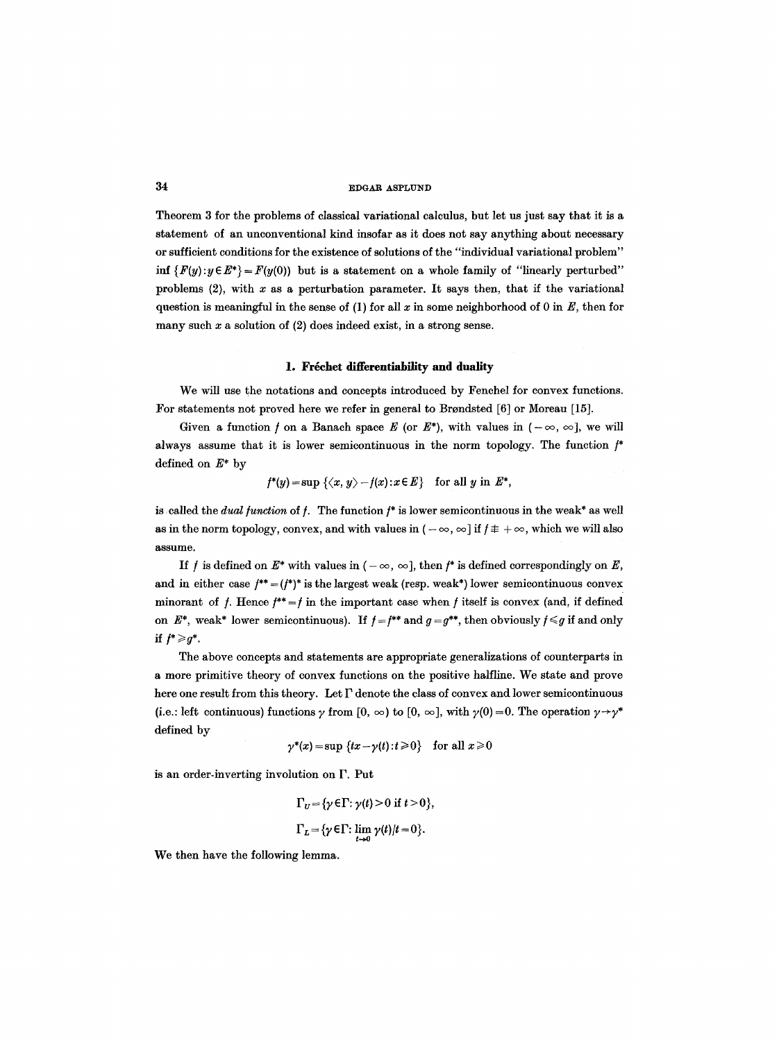Theorem 3 for the problems of classical variational calculus, but let us just say that it is a statement of an unconventional kind insofar as it does not say anything about necessary or sufficient conditions for the existence of solutions of the "individual variational problem" $\inf \{F(y): y \in E^*\} = F(y(0))$ but is a statement on a whole family of "linearly perturbed" problems (2), with $x$ as a perturbation parameter. It says then, that if the variational question is meaningful in the sense of (1) for all $x$ in some neighborhood of 0 in $E$, then for many such $x$ a solution of (2) does indeed exist, in a strong sense.

## 1. Fréchet differentiability and duality

We will use the notations and concepts introduced by Fenchel for convex functions. For statements not proved here we refer in general to Brøndsted [6] or Moreau [15].

Given a function $f$ on a Banach space $E$ (or $E^*$), with values in $(-\infty, \infty]$, we will always assume that it is lower semicontinuous in the norm topology. The function $f^*$ defined on $E^*$ by

$$f^*(y) = \sup \{\langle x, y\rangle - f(x): x \in E\} \quad \text{for all } y \text{ in } E^*,$$

is called the *dual function* of $f$. The function $f^*$ is lower semicontinuous in the weak* as well as in the norm topology, convex, and with values in $(-\infty, \infty]$ if $f \not\equiv +\infty$, which we will also assume.

If $f$ is defined on $E^*$ with values in $(-\infty, \infty]$, then $f^*$ is defined correspondingly on $E$, and in either case $f^{**} = (f^*)^*$ is the largest weak (resp. weak*) lower semicontinuous convex minorant of $f$. Hence $f^{**} = f$ in the important case when $f$ itself is convex (and, if defined on $E^*$, weak* lower semicontinuous). If $f = f^{**}$ and $g = g^{**}$, then obviously $f \leqslant g$ if and only if $f^* \geqslant g^*$.

The above concepts and statements are appropriate generalizations of counterparts in a more primitive theory of convex functions on the positive halfline. We state and prove here one result from this theory. Let $\Gamma$ denote the class of convex and lower semicontinuous (i.e.: left continuous) functions $\gamma$ from $[0, \infty)$ to $[0, \infty]$, with $\gamma(0) = 0$. The operation $\gamma \to \gamma^*$ defined by

$$\gamma^*(x) = \sup \{tx - \gamma(t): t \geqslant 0\} \quad \text{for all } x \geqslant 0$$

is an order-inverting involution on $\Gamma$. Put

$$\Gamma_U = \{\gamma \in \Gamma: \gamma(t) > 0 \text{ if } t > 0\},$$

$$\Gamma_L = \{\gamma \in \Gamma: \lim_{t \to 0} \gamma(t)/t = 0\}.$$

We then have the following lemma.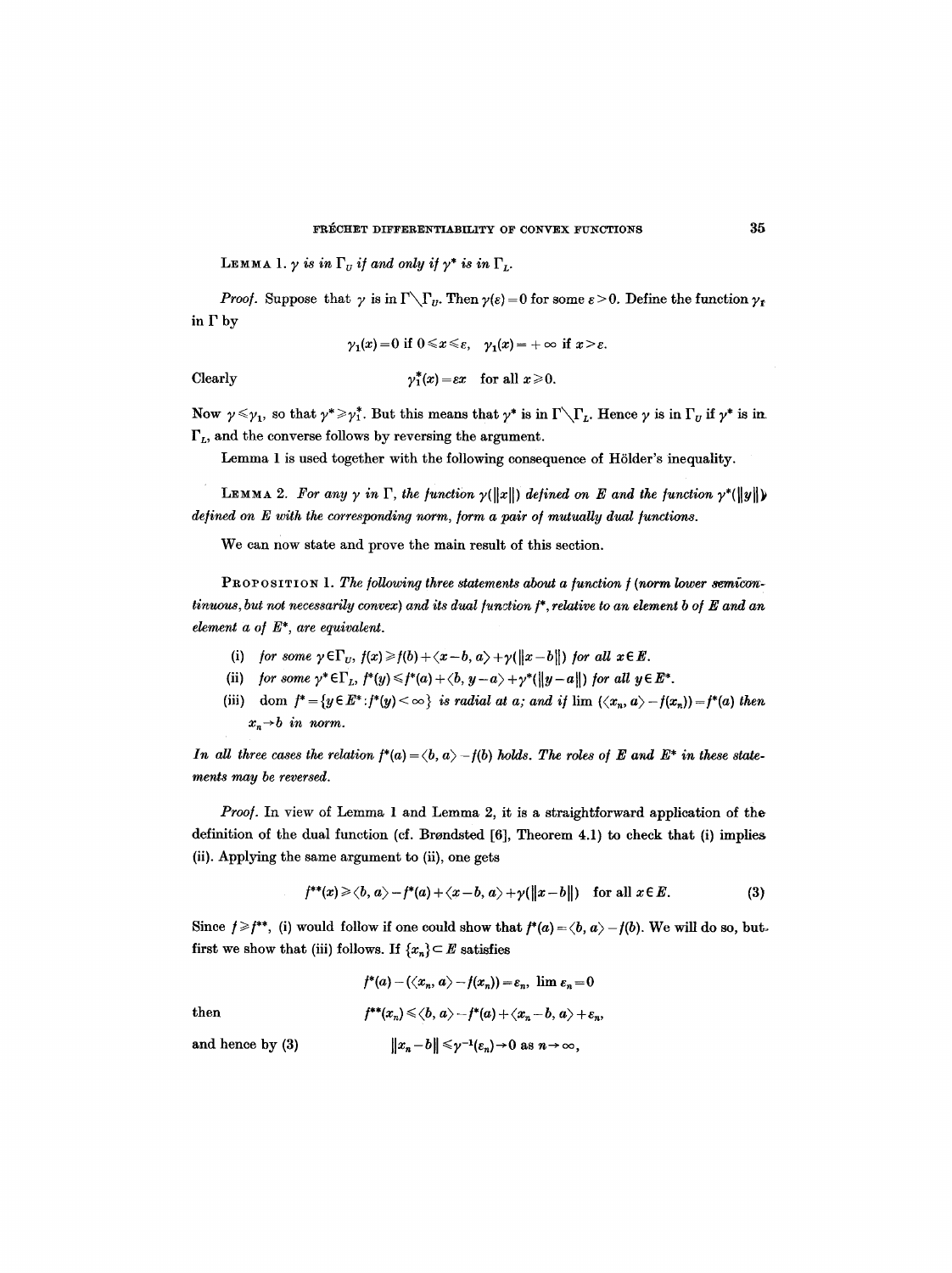**Lemma 1.** *$\gamma$ is in $\Gamma_U$ if and only if $\gamma^*$ is in $\Gamma_L$.*

*Proof.* Suppose that $\gamma$ is in $\Gamma \setminus \Gamma_U$. Then $\gamma(\varepsilon) = 0$ for some $\varepsilon > 0$. Define the function $\gamma_1$ in $\Gamma$ by

$$\gamma_1(x) = 0 \text{ if } 0 \leqslant x \leqslant \varepsilon, \quad \gamma_1(x) = +\infty \text{ if } x > \varepsilon.$$

Clearly
$$\gamma_1^*(x) = \varepsilon x \quad \text{for all } x \geqslant 0.$$

Now $\gamma \leqslant \gamma_1$, so that $\gamma^* \geqslant \gamma_1^*$. But this means that $\gamma^*$ is in $\Gamma \setminus \Gamma_L$. Hence $\gamma$ is in $\Gamma_U$ if $\gamma^*$ is in $\Gamma_L$, and the converse follows by reversing the argument.

Lemma 1 is used together with the following consequence of Hölder's inequality.

**Lemma 2.** *For any $\gamma$ in $\Gamma$, the function $\gamma(\|x\|)$ defined on $E$ and the function $\gamma^*(\|y\|)$ defined on $E$ with the corresponding norm, form a pair of mutually dual functions.*

We can now state and prove the main result of this section.

**Proposition 1.** *The following three statements about a function $f$ (norm lower semicontinuous, but not necessarily convex) and its dual function $f^*$, relative to an element $b$ of $E$ and an element $a$ of $E^*$, are equivalent.*

(i) *for some $\gamma \in \Gamma_U$, $f(x) \geqslant f(b) + \langle x - b, a \rangle + \gamma(\|x - b\|)$ for all $x \in E$.*

(ii) *for some $\gamma^* \in \Gamma_L$, $f^*(y) \leqslant f^*(a) + \langle b, y - a \rangle + \gamma^*(\|y - a\|)$ for all $y \in E^*$.*

(iii) *$\operatorname{dom} f^* = \{y \in E^* : f^*(y) < \infty\}$ is radial at $a$; and if $\lim (\langle x_n, a \rangle - f(x_n)) = f^*(a)$ then $x_n \to b$ in norm.*

*In all three cases the relation $f^*(a) = \langle b, a \rangle - f(b)$ holds. The roles of $E$ and $E^*$ in these statements may be reversed.*

*Proof.* In view of Lemma 1 and Lemma 2, it is a straightforward application of the definition of the dual function (cf. Brøndsted [6], Theorem 4.1) to check that (i) implies (ii). Applying the same argument to (ii), one gets

$$f^{**}(x) \geqslant \langle b, a \rangle - f^*(a) + \langle x - b, a \rangle + \gamma(\|x - b\|) \quad \text{for all } x \in E. \tag{3}$$

Since $f \geqslant f^{**}$, (i) would follow if one could show that $f^*(a) = \langle b, a \rangle - f(b)$. We will do so, but first we show that (iii) follows. If $\{x_n\} \subset E$ satisfies

$$f^*(a) - (\langle x_n, a \rangle - f(x_n)) = \varepsilon_n, \ \lim \varepsilon_n = 0$$

then
$$f^{**}(x_n) \leqslant \langle b, a \rangle - f^*(a) + \langle x_n - b, a \rangle + \varepsilon_n,$$

and hence by (3)
$$\|x_n - b\| \leqslant \gamma^{-1}(\varepsilon_n) \to 0 \text{ as } n \to \infty,$$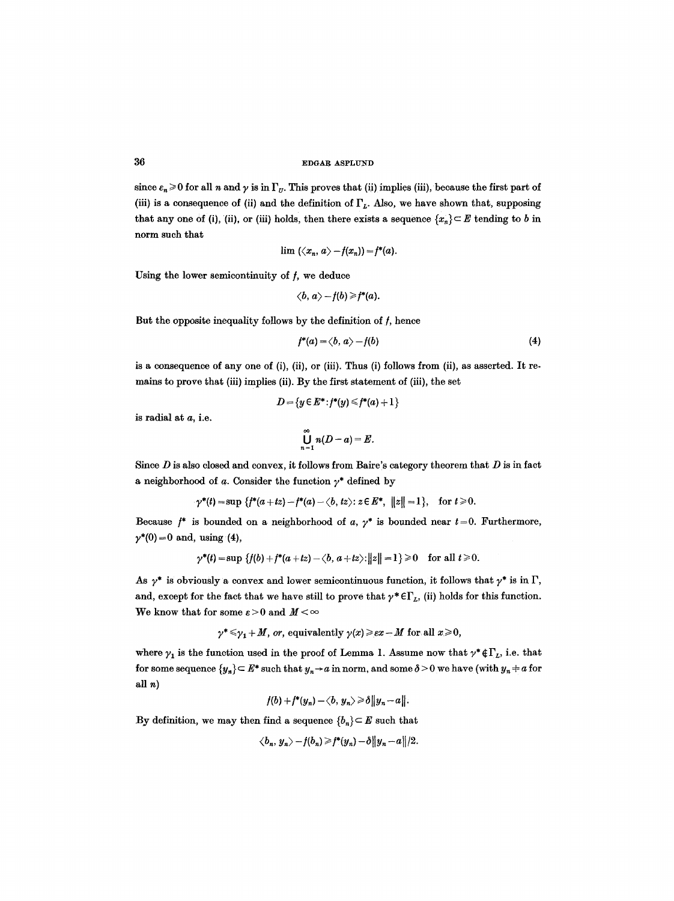since $\varepsilon_n \geq 0$ for all $n$ and $\gamma$ is in $\Gamma_U$. This proves that (ii) implies (iii), because the first part of (iii) is a consequence of (ii) and the definition of $\Gamma_L$. Also, we have shown that, supposing that any one of (i), (ii), or (iii) holds, then there exists a sequence $\{x_n\} \subset E$ tending to $b$ in norm such that

$$\lim (\langle x_n, a \rangle - f(x_n)) = f^*(a).$$

Using the lower semicontinuity of $f$, we deduce

$$\langle b, a \rangle - f(b) \geq f^*(a).$$

But the opposite inequality follows by the definition of $f$, hence

$$f^*(a) = \langle b, a \rangle - f(b) \tag{4}$$

is a consequence of any one of (i), (ii), or (iii). Thus (i) follows from (ii), as asserted. It remains to prove that (iii) implies (ii). By the first statement of (iii), the set

$$D = \{y \in E^* : f^*(y) \leq f^*(a) + 1\}$$

is radial at $a$, i.e.

$$\bigcup_{n=1}^{\infty} n(D - a) = E.$$

Since $D$ is also closed and convex, it follows from Baire's category theorem that $D$ is in fact a neighborhood of $a$. Consider the function $\gamma^*$ defined by

$$\gamma^*(t) = \sup \{f^*(a + tz) - f^*(a) - \langle b, tz \rangle : z \in E^*, \; \|z\| = 1\}, \quad \text{for } t \geq 0.$$

Because $f^*$ is bounded on a neighborhood of $a$, $\gamma^*$ is bounded near $t = 0$. Furthermore, $\gamma^*(0) = 0$ and, using (4),

$$\gamma^*(t) = \sup \{f(b) + f^*(a + tz) - \langle b, a + tz \rangle : \|z\| = 1\} \geq 0 \quad \text{for all } t \geq 0.$$

As $\gamma^*$ is obviously a convex and lower semicontinuous function, it follows that $\gamma^*$ is in $\Gamma$, and, except for the fact that we have still to prove that $\gamma^* \in \Gamma_L$, (ii) holds for this function. We know that for some $\varepsilon > 0$ and $M < \infty$

$$\gamma^* \leq \gamma_1 + M, \textit{ or, } \text{equivalently } \gamma(x) \geq \varepsilon x - M \text{ for all } x \geq 0,$$

where $\gamma_1$ is the function used in the proof of Lemma 1. Assume now that $\gamma^* \notin \Gamma_L$, i.e. that for some sequence $\{y_n\} \subset E^*$ such that $y_n \to a$ in norm, and some $\delta > 0$ we have (with $y_n \neq a$ for all $n$)

$$f(b) + f^*(y_n) - \langle b, y_n \rangle \geq \delta \|y_n - a\|.$$

By definition, we may then find a sequence $\{b_n\} \subset E$ such that

$$\langle b_n, y_n \rangle - f(b_n) \geq f^*(y_n) - \delta \|y_n - a\| / 2.$$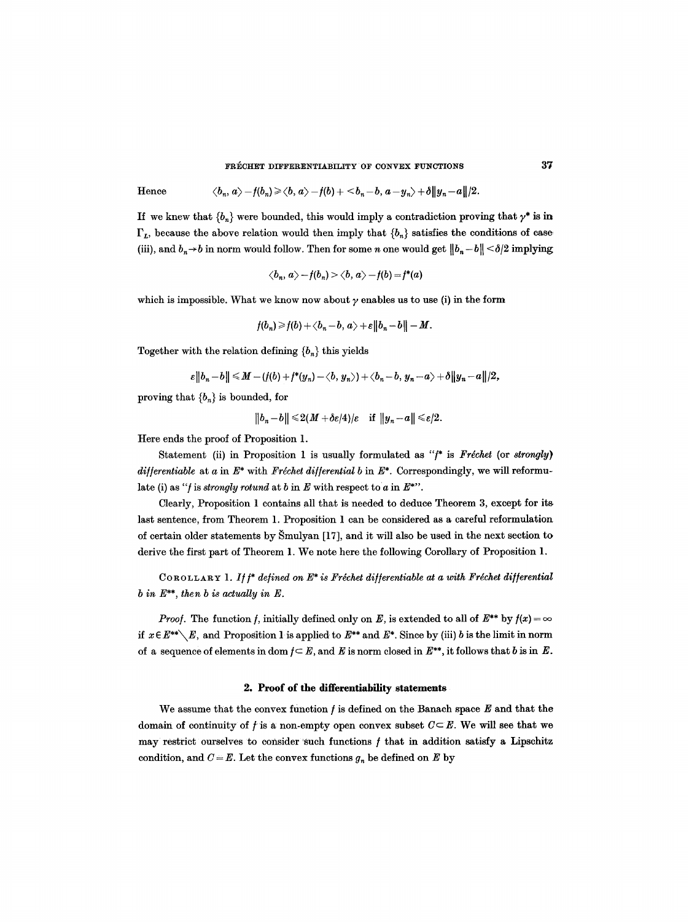Hence $$\langle b_n, a\rangle - f(b_n) \geqslant \langle b, a\rangle - f(b) + \langle b_n - b, a - y_n\rangle + \delta\|y_n - a\|/2.$$

If we knew that $\{b_n\}$ were bounded, this would imply a contradiction proving that $\gamma^*$ is in $\Gamma_L$, because the above relation would then imply that $\{b_n\}$ satisfies the conditions of case (iii), and $b_n \to b$ in norm would follow. Then for some $n$ one would get $\|b_n - b\| < \delta/2$ implying

$$\langle b_n, a\rangle - f(b_n) > \langle b, a\rangle - f(b) = f^*(a)$$

which is impossible. What we know now about $\gamma$ enables us to use (i) in the form

$$f(b_n) \geqslant f(b) + \langle b_n - b, a\rangle + \varepsilon\|b_n - b\| - M.$$

Together with the relation defining $\{b_n\}$ this yields

$$\varepsilon\|b_n - b\| \leqslant M - (f(b) + f^*(y_n) - \langle b, y_n\rangle) + \langle b_n - b, y_n - a\rangle + \delta\|y_n - a\|/2,$$

proving that $\{b_n\}$ is bounded, for

$$\|b_n - b\| \leqslant 2(M + \delta\varepsilon/4)/\varepsilon \quad \text{if } \|y_n - a\| \leqslant \varepsilon/2.$$

Here ends the proof of Proposition 1.

Statement (ii) in Proposition 1 is usually formulated as "$f^*$ is *Fréchet* (or *strongly*) *differentiable* at $a$ in $E^*$ with *Fréchet differential* $b$ in $E^*$. Correspondingly, we will reformulate (i) as "$f$ is *strongly rotund* at $b$ in $E$ with respect to $a$ in $E^*$".

Clearly, Proposition 1 contains all that is needed to deduce Theorem 3, except for its last sentence, from Theorem 1. Proposition 1 can be considered as a careful reformulation of certain older statements by Šmulyan [17], and it will also be used in the next section to derive the first part of Theorem 1. We note here the following Corollary of Proposition 1.

Corollary 1. *If $f^*$ defined on $E^*$ is Fréchet differentiable at $a$ with Fréchet differential $b$ in $E^{**}$, then $b$ is actually in $E$.*

*Proof.* The function $f$, initially defined only on $E$, is extended to all of $E^{**}$ by $f(x) = \infty$ if $x \in E^{**} \setminus E$, and Proposition 1 is applied to $E^{**}$ and $E^*$. Since by (iii) $b$ is the limit in norm of a sequence of elements in $\operatorname{dom} f \subset E$, and $E$ is norm closed in $E^{**}$, it follows that $b$ is in $E$.

## 2. Proof of the differentiability statements

We assume that the convex function $f$ is defined on the Banach space $E$ and that the domain of continuity of $f$ is a non-empty open convex subset $C \subset E$. We will see that we may restrict ourselves to consider such functions $f$ that in addition satisfy a Lipschitz condition, and $C = E$. Let the convex functions $g_n$ be defined on $E$ by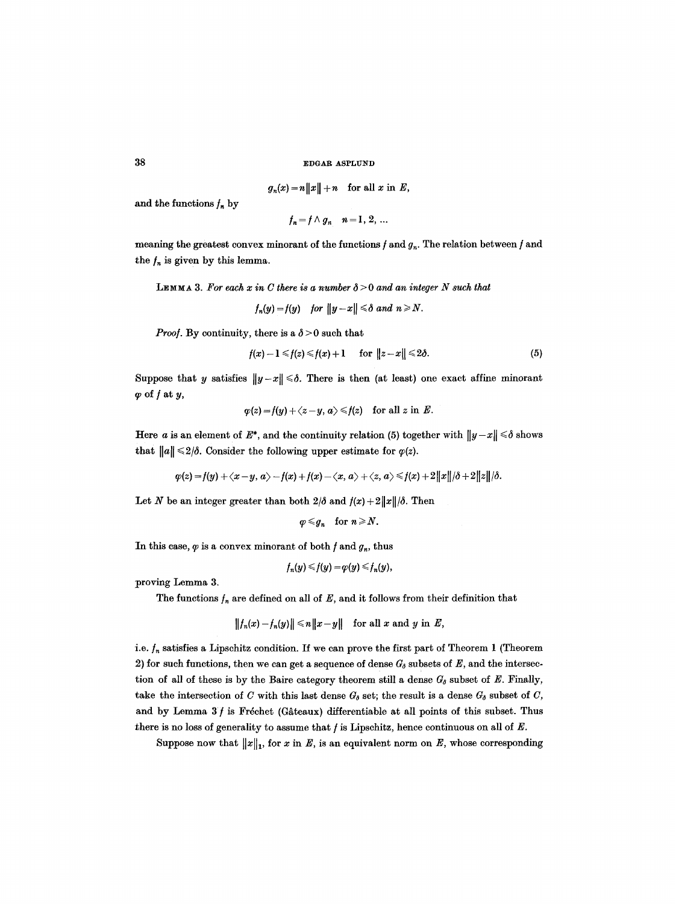$$g_n(x) = n\|x\| + n \quad \text{for all } x \text{ in } E,$$

and the functions $f_n$ by

$$f_n = f \wedge g_n \quad n = 1, 2, \ldots$$

meaning the greatest convex minorant of the functions $f$ and $g_n$. The relation between $f$ and the $f_n$ is given by this lemma.

LEMMA 3. *For each $x$ in $C$ there is a number $\delta > 0$ and an integer $N$ such that*

$$f_n(y) = f(y) \quad \textit{for } \|y - x\| \leq \delta \textit{ and } n \geq N.$$

*Proof.* By continuity, there is a $\delta > 0$ such that

$$f(x) - 1 \leq f(z) \leq f(x) + 1 \quad \text{for } \|z - x\| \leq 2\delta. \tag{5}$$

Suppose that $y$ satisfies $\|y - x\| \leq \delta$. There is then (at least) one exact affine minorant $\varphi$ of $f$ at $y$,

$$\varphi(z) = f(y) + \langle z - y, a \rangle \leq f(z) \quad \text{for all } z \text{ in } E.$$

Here $a$ is an element of $E^*$, and the continuity relation (5) together with $\|y - x\| \leq \delta$ shows that $\|a\| \leq 2/\delta$. Consider the following upper estimate for $\varphi(z)$.

$$\varphi(z) = f(y) + \langle x - y, a \rangle - f(x) + f(x) - \langle x, a \rangle + \langle z, a \rangle \leq f(x) + 2\|x\|/\delta + 2\|z\|/\delta.$$

Let $N$ be an integer greater than both $2/\delta$ and $f(x) + 2\|x\|/\delta$. Then

$$\varphi \leq g_n \quad \text{for } n \geq N.$$

In this case, $\varphi$ is a convex minorant of both $f$ and $g_n$, thus

$$f_n(y) \leq f(y) = \varphi(y) \leq f_n(y),$$

proving Lemma 3.

The functions $f_n$ are defined on all of $E$, and it follows from their definition that

$$\|f_n(x) - f_n(y)\| \leq n\|x - y\| \quad \text{for all } x \text{ and } y \text{ in } E,$$

i.e. $f_n$ satisfies a Lipschitz condition. If we can prove the first part of Theorem 1 (Theorem 2) for such functions, then we can get a sequence of dense $G_\delta$ subsets of $E$, and the intersection of all of these is by the Baire category theorem still a dense $G_\delta$ subset of $E$. Finally, take the intersection of $C$ with this last dense $G_\delta$ set; the result is a dense $G_\delta$ subset of $C$, and by Lemma 3 $f$ is Fréchet (Gâteaux) differentiable at all points of this subset. Thus there is no loss of generality to assume that $f$ is Lipschitz, hence continuous on all of $E$.

Suppose now that $\|x\|_1$, for $x$ in $E$, is an equivalent norm on $E$, whose corresponding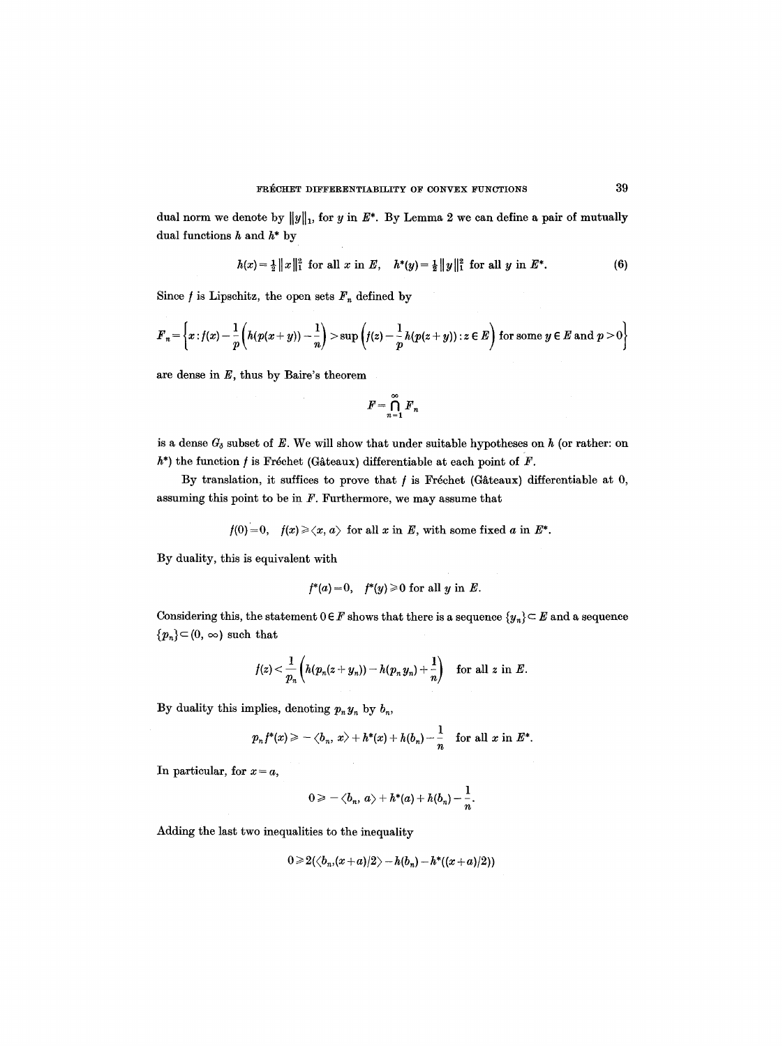dual norm we denote by $\|y\|_1$, for $y$ in $E^*$. By Lemma 2 we can define a pair of mutually dual functions $h$ and $h^*$ by

$$h(x) = \tfrac{1}{2}\|x\|_1^2 \text{ for all } x \text{ in } E, \quad h^*(y) = \tfrac{1}{2}\|y\|_1^2 \text{ for all } y \text{ in } E^*. \tag{6}$$

Since $f$ is Lipschitz, the open sets $F_n$ defined by

$$F_n = \left\{x : f(x) - \frac{1}{p}\left(h(p(x+y)) - \frac{1}{n}\right) > \sup\left(f(z) - \frac{1}{p}h(p(z+y)) : z \in E\right) \text{ for some } y \in E \text{ and } p > 0\right\}$$

are dense in $E$, thus by Baire's theorem

$$F = \bigcap_{n=1}^{\infty} F_n$$

is a dense $G_\delta$ subset of $E$. We will show that under suitable hypotheses on $h$ (or rather: on $h^*$) the function $f$ is Fréchet (Gâteaux) differentiable at each point of $F$.

By translation, it suffices to prove that $f$ is Fréchet (Gâteaux) differentiable at 0, assuming this point to be in $F$. Furthermore, we may assume that

$$f(0) = 0, \quad f(x) \geq \langle x, a \rangle \text{ for all } x \text{ in } E, \text{ with some fixed } a \text{ in } E^*.$$

By duality, this is equivalent with

$$f^*(a) = 0, \quad f^*(y) \geq 0 \text{ for all } y \text{ in } E.$$

Considering this, the statement $0 \in F$ shows that there is a sequence $\{y_n\} \subset E$ and a sequence $\{p_n\} \subset (0, \infty)$ such that

$$f(z) < \frac{1}{p_n}\left(h(p_n(z+y_n)) - h(p_n y_n) + \frac{1}{n}\right) \quad \text{for all } z \text{ in } E.$$

By duality this implies, denoting $p_n y_n$ by $b_n$,

$$p_n f^*(x) \geq -\langle b_n, x\rangle + h^*(x) + h(b_n) - \frac{1}{n} \quad \text{for all } x \text{ in } E^*.$$

In particular, for $x = a$,

$$0 \geq -\langle b_n, a\rangle + h^*(a) + h(b_n) - \frac{1}{n}.$$

Adding the last two inequalities to the inequality

$$0 \geq 2(\langle b_n, (x+a)/2\rangle - h(b_n) - h^*((x+a)/2))$$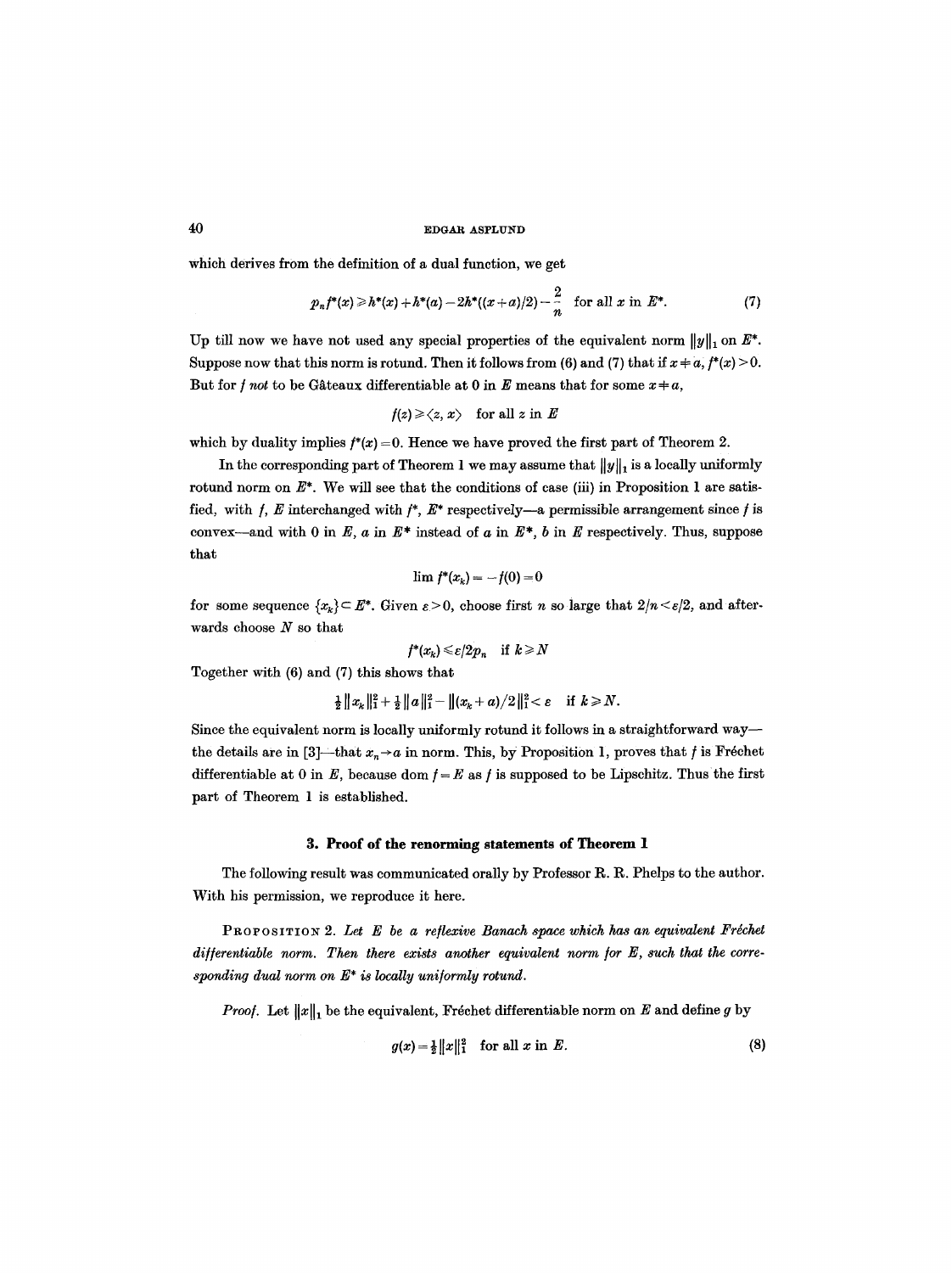which derives from the definition of a dual function, we get

$$p_n f^*(x) \geqslant h^*(x) + h^*(a) - 2h^*((x+a)/2) - \frac{2}{n} \quad \text{for all } x \text{ in } E^*. \tag{7}$$

Up till now we have not used any special properties of the equivalent norm $\|y\|_1$ on $E^*$. Suppose now that this norm is rotund. Then it follows from (6) and (7) that if $x \neq a$, $f^*(x) > 0$. But for $f$ *not* to be Gâteaux differentiable at 0 in $E$ means that for some $x \neq a$,

$$f(z) \geqslant \langle z, x \rangle \quad \text{for all } z \text{ in } E$$

which by duality implies $f^*(x) = 0$. Hence we have proved the first part of Theorem 2.

In the corresponding part of Theorem 1 we may assume that $\|y\|_1$ is a locally uniformly rotund norm on $E^*$. We will see that the conditions of case (iii) in Proposition 1 are satisfied, with $f$, $E$ interchanged with $f^*$, $E^*$ respectively—a permissible arrangement since $f$ is convex—and with 0 in $E$, $a$ in $E^*$ instead of $a$ in $E^*$, $b$ in $E$ respectively. Thus, suppose that

$$\lim f^*(x_k) = -f(0) = 0$$

for some sequence $\{x_k\} \subset E^*$. Given $\varepsilon > 0$, choose first $n$ so large that $2/n < \varepsilon/2$, and afterwards choose $N$ so that

$$f^*(x_k) \leqslant \varepsilon/2p_n \quad \text{if } k \geqslant N$$

Together with (6) and (7) this shows that

$$\tfrac{1}{2}\|x_k\|_1^2 + \tfrac{1}{2}\|a\|_1^2 - \|(x_k + a)/2\|_1^2 < \varepsilon \quad \text{if } k \geqslant N.$$

Since the equivalent norm is locally uniformly rotund it follows in a straightforward way—the details are in [3]—that $x_n \to a$ in norm. This, by Proposition 1, proves that $f$ is Fréchet differentiable at 0 in $E$, because dom $f = E$ as $f$ is supposed to be Lipschitz. Thus the first part of Theorem 1 is established.

### 3. Proof of the renorming statements of Theorem 1

The following result was communicated orally by Professor R. R. Phelps to the author. With his permission, we reproduce it here.

PROPOSITION 2. *Let $E$ be a reflexive Banach space which has an equivalent Fréchet differentiable norm. Then there exists another equivalent norm for $E$, such that the corresponding dual norm on $E^*$ is locally uniformly rotund.*

*Proof.* Let $\|x\|_1$ be the equivalent, Fréchet differentiable norm on $E$ and define $g$ by

$$g(x) = \tfrac{1}{2}\|x\|_1^2 \quad \text{for all } x \text{ in } E. \tag{8}$$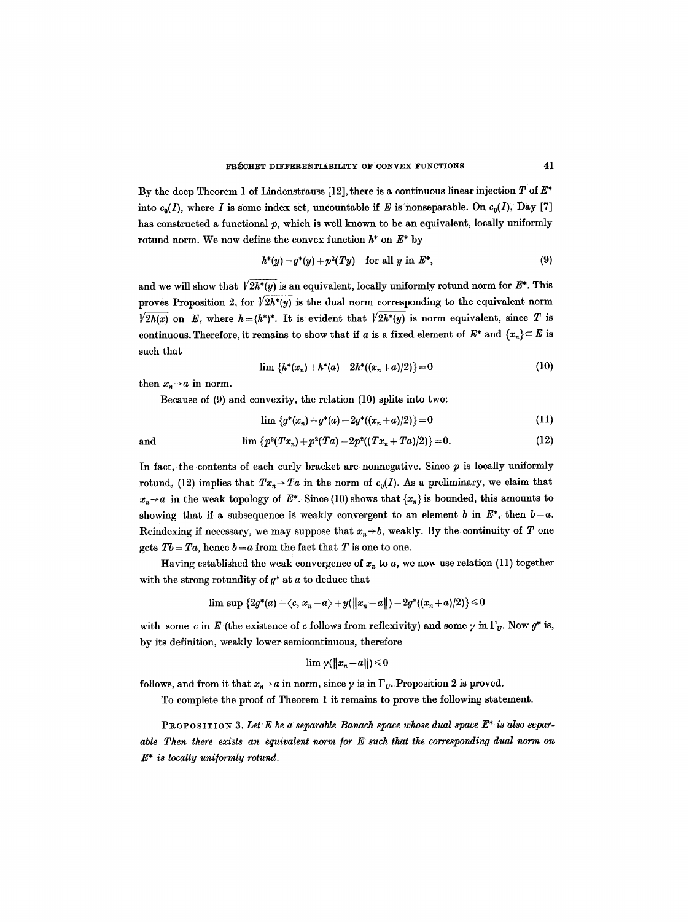By the deep Theorem 1 of Lindenstrauss [12], there is a continuous linear injection $T$ of $E^*$ into $c_0(I)$, where $I$ is some index set, uncountable if $E$ is nonseparable. On $c_0(I)$, Day [7] has constructed a functional $p$, which is well known to be an equivalent, locally uniformly rotund norm. We now define the convex function $h^*$ on $E^*$ by

$$h^*(y) = g^*(y) + p^2(Ty) \quad \text{for all } y \text{ in } E^*, \tag{9}$$

and we will show that $\sqrt{2h^*(y)}$ is an equivalent, locally uniformly rotund norm for $E^*$. This proves Proposition 2, for $\sqrt{2h^*(y)}$ is the dual norm corresponding to the equivalent norm $\sqrt{2h(x)}$ on $E$, where $h = (h^*)^*$. It is evident that $\sqrt{2h^*(y)}$ is norm equivalent, since $T$ is continuous. Therefore, it remains to show that if $a$ is a fixed element of $E^*$ and $\{x_n\} \subset E$ is such that

$$\lim \{h^*(x_n) + h^*(a) - 2h^*((x_n + a)/2)\} = 0 \tag{10}$$

then $x_n \to a$ in norm.

Because of (9) and convexity, the relation (10) splits into two:

$$\lim \{g^*(x_n) + g^*(a) - 2g^*((x_n + a)/2)\} = 0 \tag{11}$$

and

$$\lim \{p^2(Tx_n) + p^2(Ta) - 2p^2((Tx_n + Ta)/2)\} = 0. \tag{12}$$

In fact, the contents of each curly bracket are nonnegative. Since $p$ is locally uniformly rotund, (12) implies that $Tx_n \to Ta$ in the norm of $c_0(I)$. As a preliminary, we claim that $x_n \to a$ in the weak topology of $E^*$. Since (10) shows that $\{x_n\}$ is bounded, this amounts to showing that if a subsequence is weakly convergent to an element $b$ in $E^*$, then $b = a$. Reindexing if necessary, we may suppose that $x_n \to b$, weakly. By the continuity of $T$ one gets $Tb = Ta$, hence $b = a$ from the fact that $T$ is one to one.

Having established the weak convergence of $x_n$ to $a$, we now use relation (11) together with the strong rotundity of $g^*$ at $a$ to deduce that

$$\limsup \{2g^*(a) + \langle c, x_n - a\rangle + \gamma(\|x_n - a\|) - 2g^*((x_n + a)/2)\} \leqslant 0$$

with some $c$ in $E$ (the existence of $c$ follows from reflexivity) and some $\gamma$ in $\Gamma_U$. Now $g^*$ is, by its definition, weakly lower semicontinuous, therefore

$$\lim \gamma(\|x_n - a\|) \leqslant 0$$

follows, and from it that $x_n \to a$ in norm, since $\gamma$ is in $\Gamma_U$. Proposition 2 is proved.

To complete the proof of Theorem 1 it remains to prove the following statement.

PROPOSITION 3. *Let $E$ be a separable Banach space whose dual space $E^*$ is also separable Then there exists an equivalent norm for $E$ such that the corresponding dual norm on $E^*$ is locally uniformly rotund.*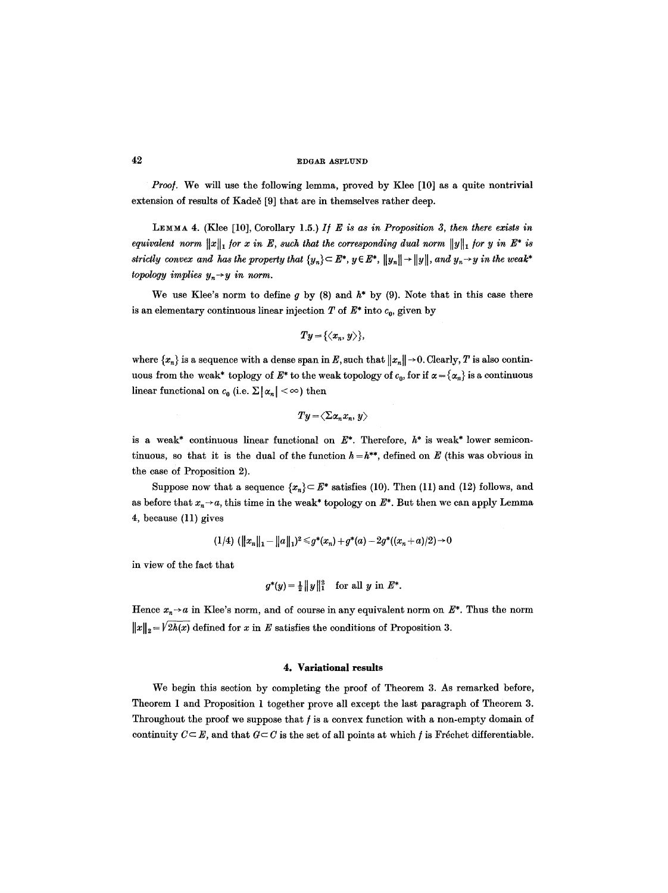*Proof.* We will use the following lemma, proved by Klee [10] as a quite nontrivial extension of results of Kadeč [9] that are in themselves rather deep.

LEMMA 4. (Klee [10], Corollary 1.5.) *If $E$ is as in Proposition 3, then there exists in equivalent norm $\|x\|_1$ for $x$ in $E$, such that the corresponding dual norm $\|y\|_1$ for $y$ in $E^*$ is strictly convex and has the property that $\{y_n\} \subset E^*$, $y \in E^*$, $\|y_n\| \to \|y\|$, and $y_n \to y$ in the weak\* topology implies $y_n \to y$ in norm.*

We use Klee's norm to define $g$ by (8) and $h^*$ by (9). Note that in this case there is an elementary continuous linear injection $T$ of $E^*$ into $c_0$, given by

$$Ty = \{\langle x_n, y \rangle\},$$

where $\{x_n\}$ is a sequence with a dense span in $E$, such that $\|x_n\| \to 0$. Clearly, $T$ is also continuous from the weak\* toplogy of $E^*$ to the weak topology of $c_0$, for if $\alpha = \{\alpha_n\}$ is a continuous linear functional on $c_0$ (i.e. $\Sigma |\alpha_n| < \infty$) then

$$Ty = \langle \Sigma \alpha_n x_n, y \rangle$$

is a weak\* continuous linear functional on $E^*$. Therefore, $h^*$ is weak\* lower semicontinuous, so that it is the dual of the function $h = h^{**}$, defined on $E$ (this was obvious in the case of Proposition 2).

Suppose now that a sequence $\{x_n\} \subset E^*$ satisfies (10). Then (11) and (12) follows, and as before that $x_n \to a$, this time in the weak\* topology on $E^*$. But then we can apply Lemma 4, because (11) gives

$$(1/4)\ (\|x_n\|_1 - \|a\|_1)^2 \leqslant g^*(x_n) + g^*(a) - 2g^*((x_n + a)/2) \to 0$$

in view of the fact that

$$g^*(y) = \tfrac{1}{2}\|y\|_1^2 \quad \text{for all } y \text{ in } E^*.$$

Hence $x_n \to a$ in Klee's norm, and of course in any equivalent norm on $E^*$. Thus the norm $\|x\|_2 = \sqrt{2h(x)}$ defined for $x$ in $E$ satisfies the conditions of Proposition 3.

## 4. Variational results

We begin this section by completing the proof of Theorem 3. As remarked before, Theorem 1 and Proposition 1 together prove all except the last paragraph of Theorem 3. Throughout the proof we suppose that $f$ is a convex function with a non-empty domain of continuity $C \subset E$, and that $G \subset C$ is the set of all points at which $f$ is Fréchet differentiable.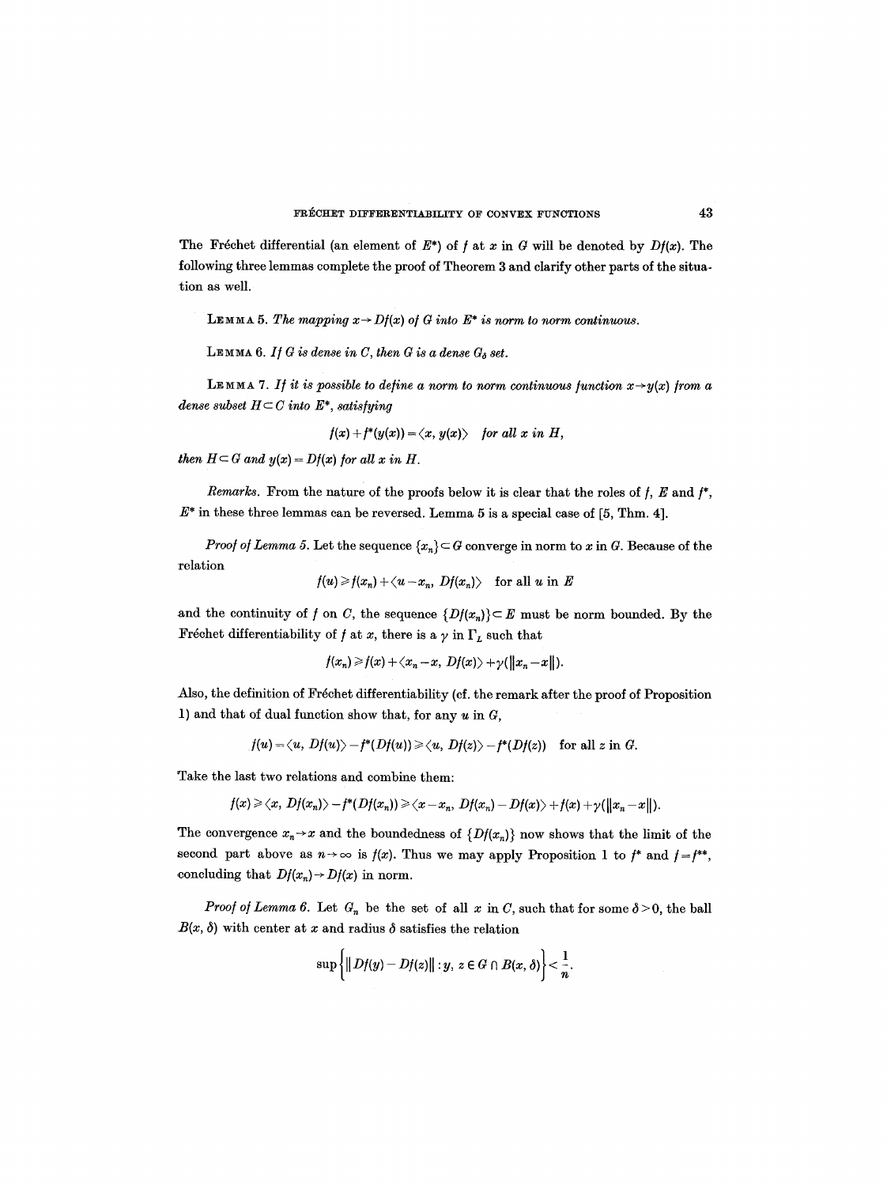The Fréchet differential (an element of $E^*$) of $f$ at $x$ in $G$ will be denoted by $Df(x)$. The following three lemmas complete the proof of Theorem 3 and clarify other parts of the situation as well.

LEMMA 5. *The mapping $x \to Df(x)$ of $G$ into $E^*$ is norm to norm continuous.*

LEMMA 6. *If $G$ is dense in $C$, then $G$ is a dense $G_\delta$ set.*

LEMMA 7. *If it is possible to define a norm to norm continuous function $x \to y(x)$ from a dense subset $H \subset C$ into $E^*$, satisfying*

$$f(x) + f^*(y(x)) = \langle x, y(x)\rangle \quad \text{for all } x \text{ in } H,$$

*then $H \subset G$ and $y(x) = Df(x)$ for all $x$ in $H$.*

*Remarks.* From the nature of the proofs below it is clear that the roles of $f$, $E$ and $f^*$, $E^*$ in these three lemmas can be reversed. Lemma 5 is a special case of [5, Thm. 4].

*Proof of Lemma 5.* Let the sequence $\{x_n\} \subset G$ converge in norm to $x$ in $G$. Because of the relation

$$f(u) \geq f(x_n) + \langle u - x_n, Df(x_n)\rangle \quad \text{for all } u \text{ in } E$$

and the continuity of $f$ on $C$, the sequence $\{Df(x_n)\} \subset E$ must be norm bounded. By the Fréchet differentiability of $f$ at $x$, there is a $\gamma$ in $\Gamma_L$ such that

$$f(x_n) \geq f(x) + \langle x_n - x, Df(x)\rangle + \gamma(\|x_n - x\|).$$

Also, the definition of Fréchet differentiability (cf. the remark after the proof of Proposition 1) and that of dual function show that, for any $u$ in $G$,

$$f(u) = \langle u, Df(u)\rangle - f^*(Df(u)) \geq \langle u, Df(z)\rangle - f^*(Df(z)) \quad \text{for all } z \text{ in } G.$$

Take the last two relations and combine them:

$$f(x) \geq \langle x, Df(x_n)\rangle - f^*(Df(x_n)) \geq \langle x - x_n, Df(x_n) - Df(x)\rangle + f(x) + \gamma(\|x_n - x\|).$$

The convergence $x_n \to x$ and the boundedness of $\{Df(x_n)\}$ now shows that the limit of the second part above as $n \to \infty$ is $f(x)$. Thus we may apply Proposition 1 to $f^*$ and $f = f^{**}$, concluding that $Df(x_n) \to Df(x)$ in norm.

*Proof of Lemma 6.* Let $G_n$ be the set of all $x$ in $C$, such that for some $\delta > 0$, the ball $B(x, \delta)$ with center at $x$ and radius $\delta$ satisfies the relation

$$\sup\left\{\|Df(y) - Df(z)\| : y, z \in G \cap B(x, \delta)\right\} < \frac{1}{n}.$$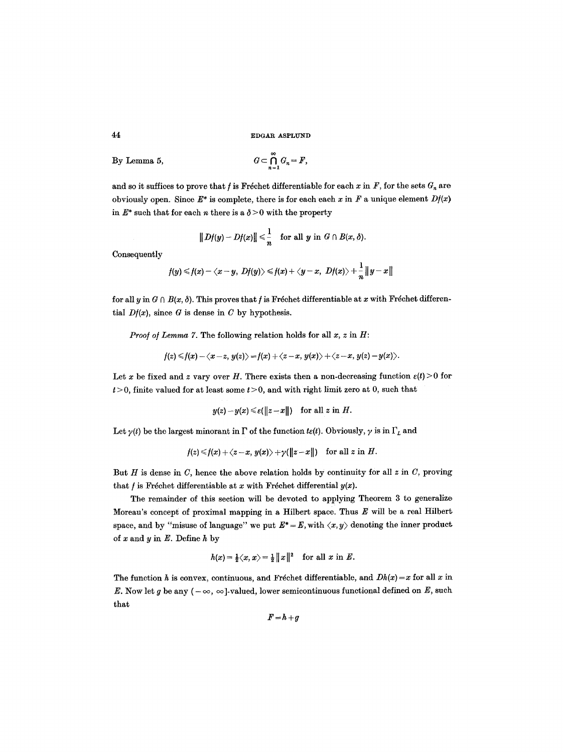By Lemma 5,

$$G \subset \bigcap_{n=1}^{\infty} G_n = F,$$

and so it suffices to prove that $f$ is Fréchet differentiable for each $x$ in $F$, for the sets $G_n$ are obviously open. Since $E^*$ is complete, there is for each each $x$ in $F$ a unique element $Df(x)$ in $E^*$ such that for each $n$ there is a $\delta > 0$ with the property

$$\|Df(y) - Df(x)\| \leq \frac{1}{n} \quad \text{for all } y \text{ in } G \cap B(x, \delta).$$

Consequently

$$f(y) \leq f(x) - \langle x - y,\ Df(y) \rangle \leq f(x) + \langle y - x,\ Df(x) \rangle + \frac{1}{n}\|y - x\|$$

for all $y$ in $G \cap B(x, \delta)$. This proves that $f$ is Fréchet differentiable at $x$ with Fréchet differential $Df(x)$, since $G$ is dense in $C$ by hypothesis.

*Proof of Lemma 7.* The following relation holds for all $x$, $z$ in $H$:

$$f(z) \leq f(x) - \langle x - z, y(z) \rangle = f(x) + \langle z - x, y(x) \rangle + \langle z - x, y(z) - y(x) \rangle.$$

Let $x$ be fixed and $z$ vary over $H$. There exists then a non-decreasing function $\varepsilon(t) > 0$ for $t > 0$, finite valued for at least some $t > 0$, and with right limit zero at 0, such that

$$y(z) - y(x) \leq \varepsilon(\|z - x\|) \quad \text{for all } z \text{ in } H.$$

Let $\gamma(t)$ be the largest minorant in $\Gamma$ of the function $t\varepsilon(t)$. Obviously, $\gamma$ is in $\Gamma_L$ and

$$f(z) \leq f(x) + \langle z - x, y(x) \rangle + \gamma(\|z - x\|) \quad \text{for all } z \text{ in } H.$$

But $H$ is dense in $C$, hence the above relation holds by continuity for all $z$ in $C$, proving that $f$ is Fréchet differentiable at $x$ with Fréchet differential $y(x)$.

The remainder of this section will be devoted to applying Theorem 3 to generalize Moreau's concept of proximal mapping in a Hilbert space. Thus $E$ will be a real Hilbert space, and by "misuse of language" we put $E^* = E$, with $\langle x, y \rangle$ denoting the inner product of $x$ and $y$ in $E$. Define $h$ by

$$h(x) = \tfrac{1}{2}\langle x, x \rangle = \tfrac{1}{2}\|x\|^2 \quad \text{for all } x \text{ in } E.$$

The function $h$ is convex, continuous, and Fréchet differentiable, and $Dh(x) = x$ for all $x$ in $E$. Now let $g$ be any $(-\infty, \infty]$-valued, lower semicontinuous functional defined on $E$, such that

$$F = h + g$$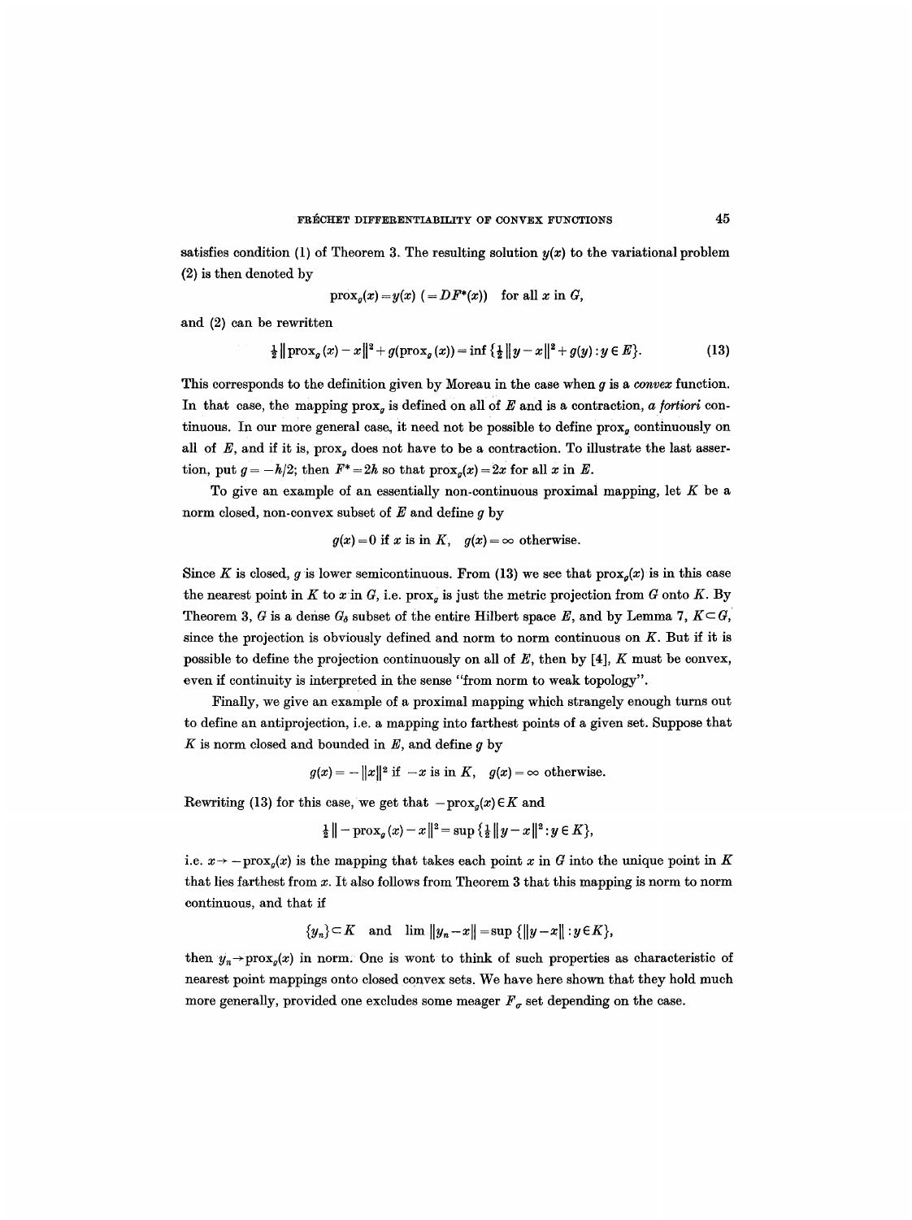satisfies condition (1) of Theorem 3. The resulting solution $y(x)$ to the variational problem (2) is then denoted by

$$\text{prox}_g(x) = y(x) \ (= DF^*(x)) \quad \text{for all } x \text{ in } G,$$

and (2) can be rewritten

$$\tfrac{1}{2}\|\text{prox}_g(x) - x\|^2 + g(\text{prox}_g(x)) = \inf\{\tfrac{1}{2}\|y - x\|^2 + g(y) : y \in E\}. \tag{13}$$

This corresponds to the definition given by Moreau in the case when $g$ is a *convex* function. In that case, the mapping $\text{prox}_g$ is defined on all of $E$ and is a contraction, *a fortiori* continuous. In our more general case, it need not be possible to define $\text{prox}_g$ continuously on all of $E$, and if it is, $\text{prox}_g$ does not have to be a contraction. To illustrate the last assertion, put $g = -h/2$; then $F^* = 2h$ so that $\text{prox}_g(x) = 2x$ for all $x$ in $E$.

To give an example of an essentially non-continuous proximal mapping, let $K$ be a norm closed, non-convex subset of $E$ and define $g$ by

$$g(x) = 0 \text{ if } x \text{ is in } K, \quad g(x) = \infty \text{ otherwise.}$$

Since $K$ is closed, $g$ is lower semicontinuous. From (13) we see that $\text{prox}_g(x)$ is in this case the nearest point in $K$ to $x$ in $G$, i.e. $\text{prox}_g$ is just the metric projection from $G$ onto $K$. By Theorem 3, $G$ is a dense $G_\delta$ subset of the entire Hilbert space $E$, and by Lemma 7, $K \subset G$, since the projection is obviously defined and norm to norm continuous on $K$. But if it is possible to define the projection continuously on all of $E$, then by [4], $K$ must be convex, even if continuity is interpreted in the sense "from norm to weak topology".

Finally, we give an example of a proximal mapping which strangely enough turns out to define an antiprojection, i.e. a mapping into farthest points of a given set. Suppose that $K$ is norm closed and bounded in $E$, and define $g$ by

$$g(x) = -\|x\|^2 \text{ if } -x \text{ is in } K, \quad g(x) = \infty \text{ otherwise.}$$

Rewriting (13) for this case, we get that $-\text{prox}_g(x) \in K$ and

$$\tfrac{1}{2}\|-\text{prox}_g(x) - x\|^2 = \sup\{\tfrac{1}{2}\|y - x\|^2 : y \in K\},$$

i.e. $x \to -\text{prox}_g(x)$ is the mapping that takes each point $x$ in $G$ into the unique point in $K$ that lies farthest from $x$. It also follows from Theorem 3 that this mapping is norm to norm continuous, and that if

$$\{y_n\} \subset K \quad \text{and} \quad \lim \|y_n - x\| = \sup\{\|y - x\| : y \in K\},$$

then $y_n \to \text{prox}_g(x)$ in norm. One is wont to think of such properties as characteristic of nearest point mappings onto closed convex sets. We have here shown that they hold much more generally, provided one excludes some meager $F_\sigma$ set depending on the case.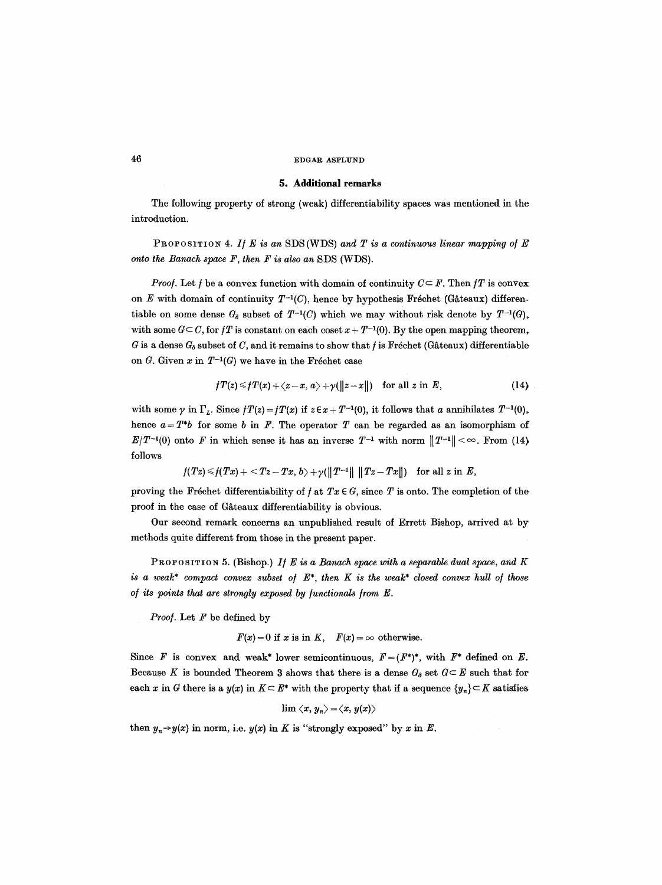## 5. Additional remarks

The following property of strong (weak) differentiability spaces was mentioned in the introduction.

PROPOSITION 4. *If $E$ is an* SDS (WDS) *and $T$ is a continuous linear mapping of $E$ onto the Banach space $F$, then $F$ is also an* SDS (WDS).

*Proof.* Let $f$ be a convex function with domain of continuity $C \subset F$. Then $fT$ is convex on $E$ with domain of continuity $T^{-1}(C)$, hence by hypothesis Fréchet (Gâteaux) differentiable on some dense $G_\delta$ subset of $T^{-1}(C)$ which we may without risk denote by $T^{-1}(G)$, with some $G \subset C$, for $fT$ is constant on each coset $x + T^{-1}(0)$. By the open mapping theorem, $G$ is a dense $G_\delta$ subset of $C$, and it remains to show that $f$ is Fréchet (Gâteaux) differentiable on $G$. Given $x$ in $T^{-1}(G)$ we have in the Fréchet case

$$fT(z) \leqslant fT(x) + \langle z - x, a \rangle + \gamma(\|z - x\|) \quad \text{for all } z \text{ in } E, \tag{14}$$

with some $\gamma$ in $\Gamma_L$. Since $fT(z) = fT(x)$ if $z \in x + T^{-1}(0)$, it follows that $a$ annihilates $T^{-1}(0)$, hence $a = T^* b$ for some $b$ in $F$. The operator $T$ can be regarded as an isomorphism of $E/T^{-1}(0)$ onto $F$ in which sense it has an inverse $T^{-1}$ with norm $\|T^{-1}\| < \infty$. From (14) follows

$$f(Tz) \leqslant f(Tx) + \langle Tz - Tx, b \rangle + \gamma(\|T^{-1}\| \, \|Tz - Tx\|) \quad \text{for all } z \text{ in } E,$$

proving the Fréchet differentiability of $f$ at $Tx \in G$, since $T$ is onto. The completion of the proof in the case of Gâteaux differentiability is obvious.

Our second remark concerns an unpublished result of Errett Bishop, arrived at by methods quite different from those in the present paper.

PROPOSITION 5. (Bishop.) *If $E$ is a Banach space with a separable dual space, and $K$ is a weak\* compact convex subset of $E^*$, then $K$ is the weak\* closed convex hull of those of its points that are strongly exposed by functionals from $E$.*

*Proof.* Let $F$ be defined by

$$F(x) = 0 \text{ if } x \text{ is in } K, \quad F(x) = \infty \text{ otherwise.}$$

Since $F$ is convex and weak\* lower semicontinuous, $F = (F^*)^*$, with $F^*$ defined on $E$. Because $K$ is bounded Theorem 3 shows that there is a dense $G_\delta$ set $G \subset E$ such that for each $x$ in $G$ there is a $y(x)$ in $K \subset E^*$ with the property that if a sequence $\{y_n\} \subset K$ satisfies

$$\lim \langle x, y_n \rangle = \langle x, y(x) \rangle$$

then $y_n \to y(x)$ in norm, i.e. $y(x)$ in $K$ is "strongly exposed" by $x$ in $E$.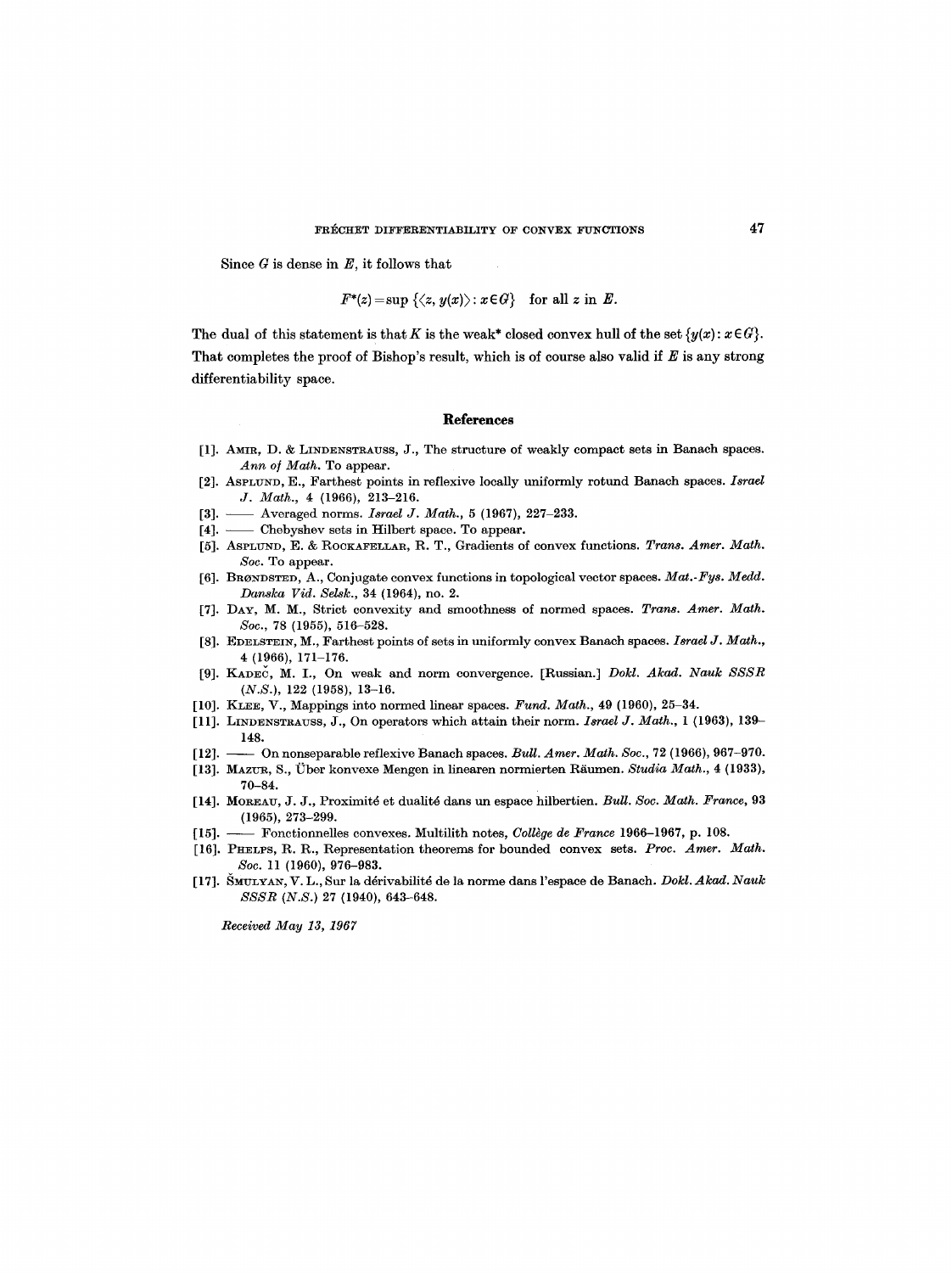Since $G$ is dense in $E$, it follows that

$$F^*(z) = \sup \{\langle z, y(x)\rangle : x \in G\} \quad \text{for all } z \text{ in } E.$$

The dual of this statement is that $K$ is the weak* closed convex hull of the set $\{y(x): x \in G\}$. That completes the proof of Bishop's result, which is of course also valid if $E$ is any strong differentiability space.

## References

[1]. Amir, D. & Lindenstrauss, J., The structure of weakly compact sets in Banach spaces. *Ann of Math.* To appear.

[2]. Asplund, E., Farthest points in reflexive locally uniformly rotund Banach spaces. *Israel J. Math.*, 4 (1966), 213–216.

[3]. —— Averaged norms. *Israel J. Math.*, 5 (1967), 227–233.

[4]. —— Chebyshev sets in Hilbert space. To appear.

[5]. Asplund, E. & Rockafellar, R. T., Gradients of convex functions. *Trans. Amer. Math. Soc.* To appear.

[6]. Brøndsted, A., Conjugate convex functions in topological vector spaces. *Mat.-Fys. Medd. Danska Vid. Selsk.*, 34 (1964), no. 2.

[7]. Day, M. M., Strict convexity and smoothness of normed spaces. *Trans. Amer. Math. Soc.*, 78 (1955), 516–528.

[8]. Edelstein, M., Farthest points of sets in uniformly convex Banach spaces. *Israel J. Math.*, 4 (1966), 171–176.

[9]. Kadeč, M. I., On weak and norm convergence. [Russian.] *Dokl. Akad. Nauk SSSR (N.S.)*, 122 (1958), 13–16.

[10]. Klee, V., Mappings into normed linear spaces. *Fund. Math.*, 49 (1960), 25–34.

[11]. Lindenstrauss, J., On operators which attain their norm. *Israel J. Math.*, 1 (1963), 139–148.

[12]. —— On nonseparable reflexive Banach spaces. *Bull. Amer. Math. Soc.*, 72 (1966), 967–970.

[13]. Mazur, S., Über konvexe Mengen in linearen normierten Räumen. *Studia Math.*, 4 (1933), 70–84.

[14]. Moreau, J. J., Proximité et dualité dans un espace hilbertien. *Bull. Soc. Math. France*, 93 (1965), 273–299.

[15]. —— Fonctionnelles convexes. Multilith notes, *Collège de France* 1966–1967, p. 108.

[16]. Phelps, R. R., Representation theorems for bounded convex sets. *Proc. Amer. Math. Soc.* 11 (1960), 976–983.

[17]. Šmulyan, V. L., Sur la dérivabilité de la norme dans l'espace de Banach. *Dokl. Akad. Nauk SSSR (N.S.)* 27 (1940), 643–648.

*Received May 13, 1967*